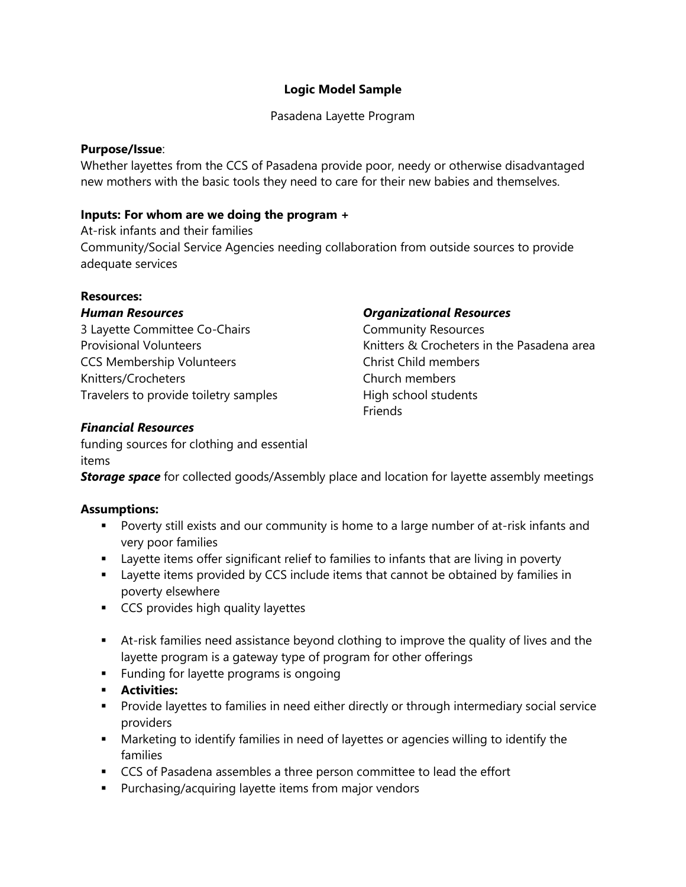# Logic Model Sample

Pasadena Layette Program

**Purpose/Issue**:
Whether layettes from the CCS of Pasadena provide poor, needy or otherwise disadvantaged new mothers with the basic tools they need to care for their new babies and themselves.

**Inputs: For whom are we doing the program +**
At-risk infants and their families
Community/Social Service Agencies needing collaboration from outside sources to provide adequate services

**Resources:**

***Human Resources***
3 Layette Committee Co-Chairs
Provisional Volunteers
CCS Membership Volunteers
Knitters/Crocheters
Travelers to provide toiletry samples

***Organizational Resources***
Community Resources
Knitters & Crocheters in the Pasadena area
Christ Child members
Church members
High school students
Friends

***Financial Resources***
funding sources for clothing and essential items
***Storage space*** for collected goods/Assembly place and location for layette assembly meetings

**Assumptions:**

- Poverty still exists and our community is home to a large number of at-risk infants and very poor families
- Layette items offer significant relief to families to infants that are living in poverty
- Layette items provided by CCS include items that cannot be obtained by families in poverty elsewhere
- CCS provides high quality layettes
- At-risk families need assistance beyond clothing to improve the quality of lives and the layette program is a gateway type of program for other offerings
- Funding for layette programs is ongoing
- **Activities:**
- Provide layettes to families in need either directly or through intermediary social service providers
- Marketing to identify families in need of layettes or agencies willing to identify the families
- CCS of Pasadena assembles a three person committee to lead the effort
- Purchasing/acquiring layette items from major vendors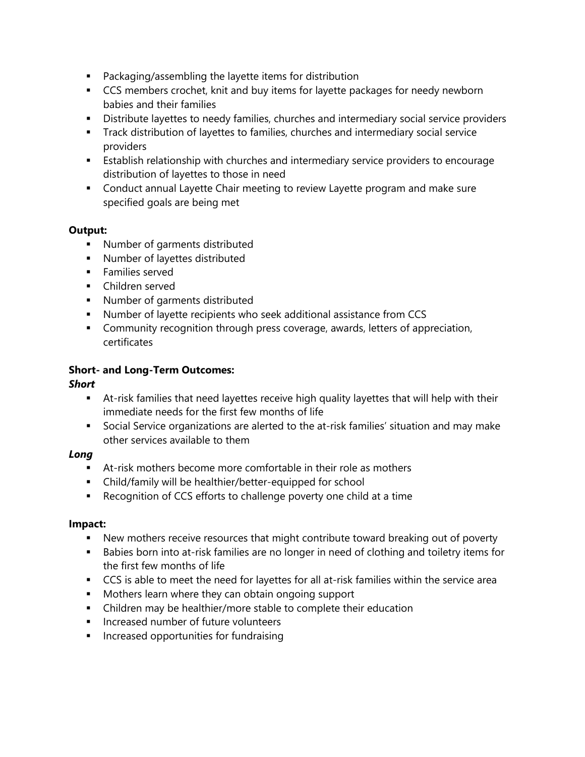- Packaging/assembling the layette items for distribution
- CCS members crochet, knit and buy items for layette packages for needy newborn babies and their families
- Distribute layettes to needy families, churches and intermediary social service providers
- Track distribution of layettes to families, churches and intermediary social service providers
- Establish relationship with churches and intermediary service providers to encourage distribution of layettes to those in need
- Conduct annual Layette Chair meeting to review Layette program and make sure specified goals are being met

**Output:**

- Number of garments distributed
- Number of layettes distributed
- Families served
- Children served
- Number of garments distributed
- Number of layette recipients who seek additional assistance from CCS
- Community recognition through press coverage, awards, letters of appreciation, certificates

**Short- and Long-Term Outcomes:**

***Short***

- At-risk families that need layettes receive high quality layettes that will help with their immediate needs for the first few months of life
- Social Service organizations are alerted to the at-risk families' situation and may make other services available to them

***Long***

- At-risk mothers become more comfortable in their role as mothers
- Child/family will be healthier/better-equipped for school
- Recognition of CCS efforts to challenge poverty one child at a time

**Impact:**

- New mothers receive resources that might contribute toward breaking out of poverty
- Babies born into at-risk families are no longer in need of clothing and toiletry items for the first few months of life
- CCS is able to meet the need for layettes for all at-risk families within the service area
- Mothers learn where they can obtain ongoing support
- Children may be healthier/more stable to complete their education
- Increased number of future volunteers
- Increased opportunities for fundraising